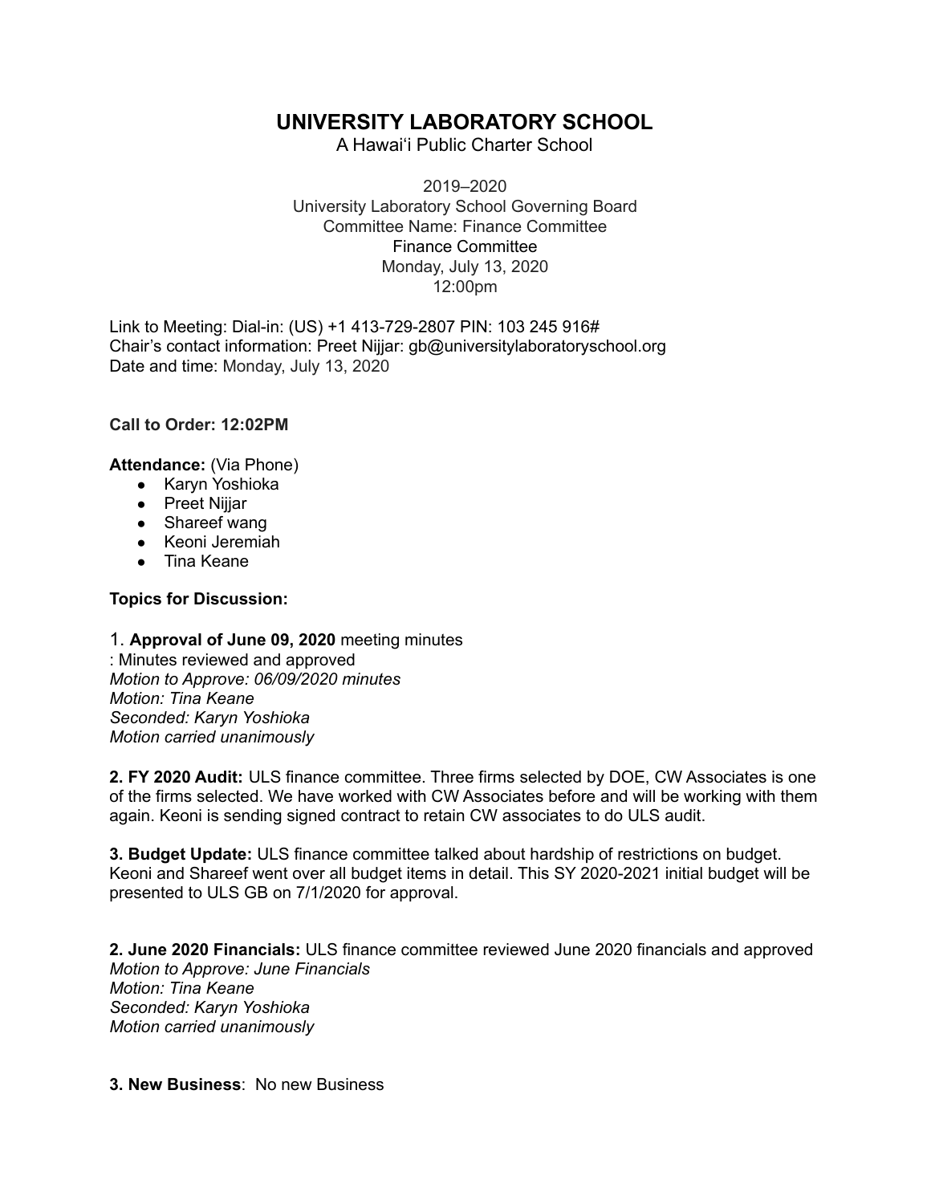# UNIVERSITY LABORATORY SCHOOL

A Hawaiʻi Public Charter School

2019–2020
University Laboratory School Governing Board
Committee Name: Finance Committee
Finance Committee
Monday, July 13, 2020
12:00pm

Link to Meeting: Dial-in: (US) +1 413-729-2807 PIN: 103 245 916#
Chair's contact information: Preet Nijjar: gb@universitylaboratoryschool.org
Date and time: Monday, July 13, 2020

**Call to Order: 12:02PM**

**Attendance:** (Via Phone)

- Karyn Yoshioka
- Preet Nijjar
- Shareef wang
- Keoni Jeremiah
- Tina Keane

**Topics for Discussion:**

1. **Approval of June 09, 2020** meeting minutes
: Minutes reviewed and approved
*Motion to Approve: 06/09/2020 minutes*
*Motion: Tina Keane*
*Seconded: Karyn Yoshioka*
*Motion carried unanimously*

**2. FY 2020 Audit:** ULS finance committee. Three firms selected by DOE, CW Associates is one of the firms selected. We have worked with CW Associates before and will be working with them again. Keoni is sending signed contract to retain CW associates to do ULS audit.

**3. Budget Update:** ULS finance committee talked about hardship of restrictions on budget. Keoni and Shareef went over all budget items in detail. This SY 2020-2021 initial budget will be presented to ULS GB on 7/1/2020 for approval.

**2. June 2020 Financials:** ULS finance committee reviewed June 2020 financials and approved
*Motion to Approve: June Financials*
*Motion: Tina Keane*
*Seconded: Karyn Yoshioka*
*Motion carried unanimously*

**3. New Business**: No new Business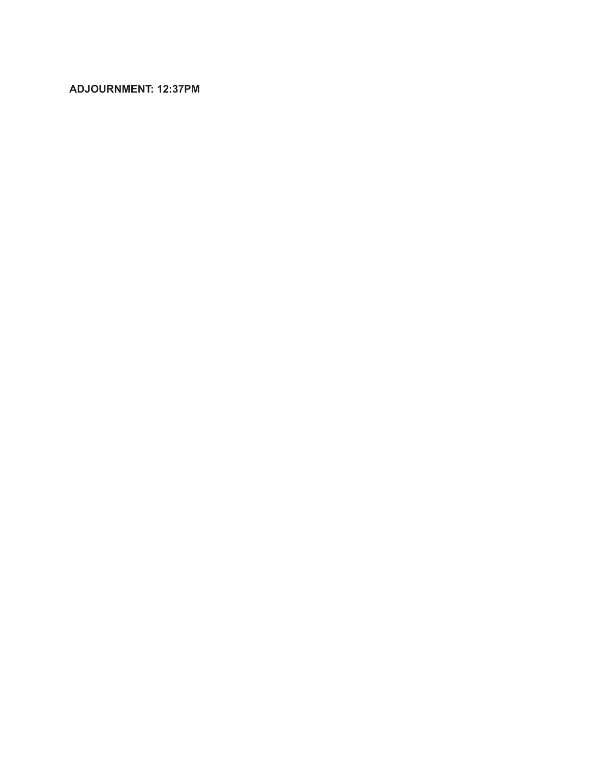**ADJOURNMENT: 12:37PM**